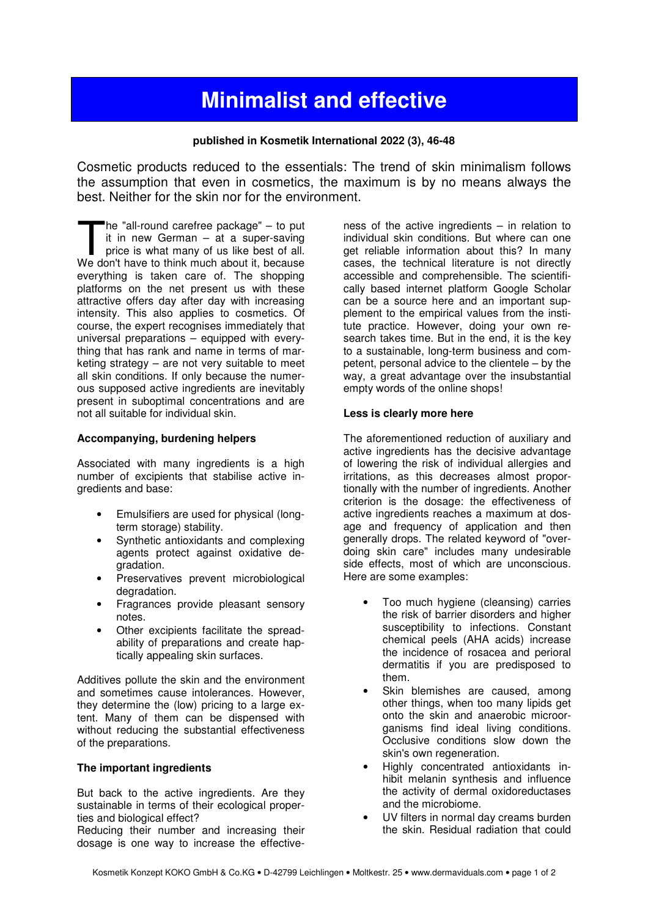# Minimalist and effective

**published in Kosmetik International 2022 (3), 46-48**

Cosmetic products reduced to the essentials: The trend of skin minimalism follows the assumption that even in cosmetics, the maximum is by no means always the best. Neither for the skin nor for the environment.

The "all-round carefree package" – to put it in new German – at a super-saving price is what many of us like best of all. We don't have to think much about it, because everything is taken care of. The shopping platforms on the net present us with these attractive offers day after day with increasing intensity. This also applies to cosmetics. Of course, the expert recognises immediately that universal preparations – equipped with everything that has rank and name in terms of marketing strategy – are not very suitable to meet all skin conditions. If only because the numerous supposed active ingredients are inevitably present in suboptimal concentrations and are not all suitable for individual skin.

**Accompanying, burdening helpers**

Associated with many ingredients is a high number of excipients that stabilise active ingredients and base:

- Emulsifiers are used for physical (long-term storage) stability.
- Synthetic antioxidants and complexing agents protect against oxidative degradation.
- Preservatives prevent microbiological degradation.
- Fragrances provide pleasant sensory notes.
- Other excipients facilitate the spreadability of preparations and create haptically appealing skin surfaces.

Additives pollute the skin and the environment and sometimes cause intolerances. However, they determine the (low) pricing to a large extent. Many of them can be dispensed with without reducing the substantial effectiveness of the preparations.

**The important ingredients**

But back to the active ingredients. Are they sustainable in terms of their ecological properties and biological effect?
Reducing their number and increasing their dosage is one way to increase the effectiveness of the active ingredients – in relation to individual skin conditions. But where can one get reliable information about this? In many cases, the technical literature is not directly accessible and comprehensible. The scientifically based internet platform Google Scholar can be a source here and an important supplement to the empirical values from the institute practice. However, doing your own research takes time. But in the end, it is the key to a sustainable, long-term business and competent, personal advice to the clientele – by the way, a great advantage over the insubstantial empty words of the online shops!

**Less is clearly more here**

The aforementioned reduction of auxiliary and active ingredients has the decisive advantage of lowering the risk of individual allergies and irritations, as this decreases almost proportionally with the number of ingredients. Another criterion is the dosage: the effectiveness of active ingredients reaches a maximum at dosage and frequency of application and then generally drops. The related keyword of "overdoing skin care" includes many undesirable side effects, most of which are unconscious. Here are some examples:

- Too much hygiene (cleansing) carries the risk of barrier disorders and higher susceptibility to infections. Constant chemical peels (AHA acids) increase the incidence of rosacea and perioral dermatitis if you are predisposed to them.
- Skin blemishes are caused, among other things, when too many lipids get onto the skin and anaerobic microorganisms find ideal living conditions. Occlusive conditions slow down the skin's own regeneration.
- Highly concentrated antioxidants inhibit melanin synthesis and influence the activity of dermal oxidoreductases and the microbiome.
- UV filters in normal day creams burden the skin. Residual radiation that could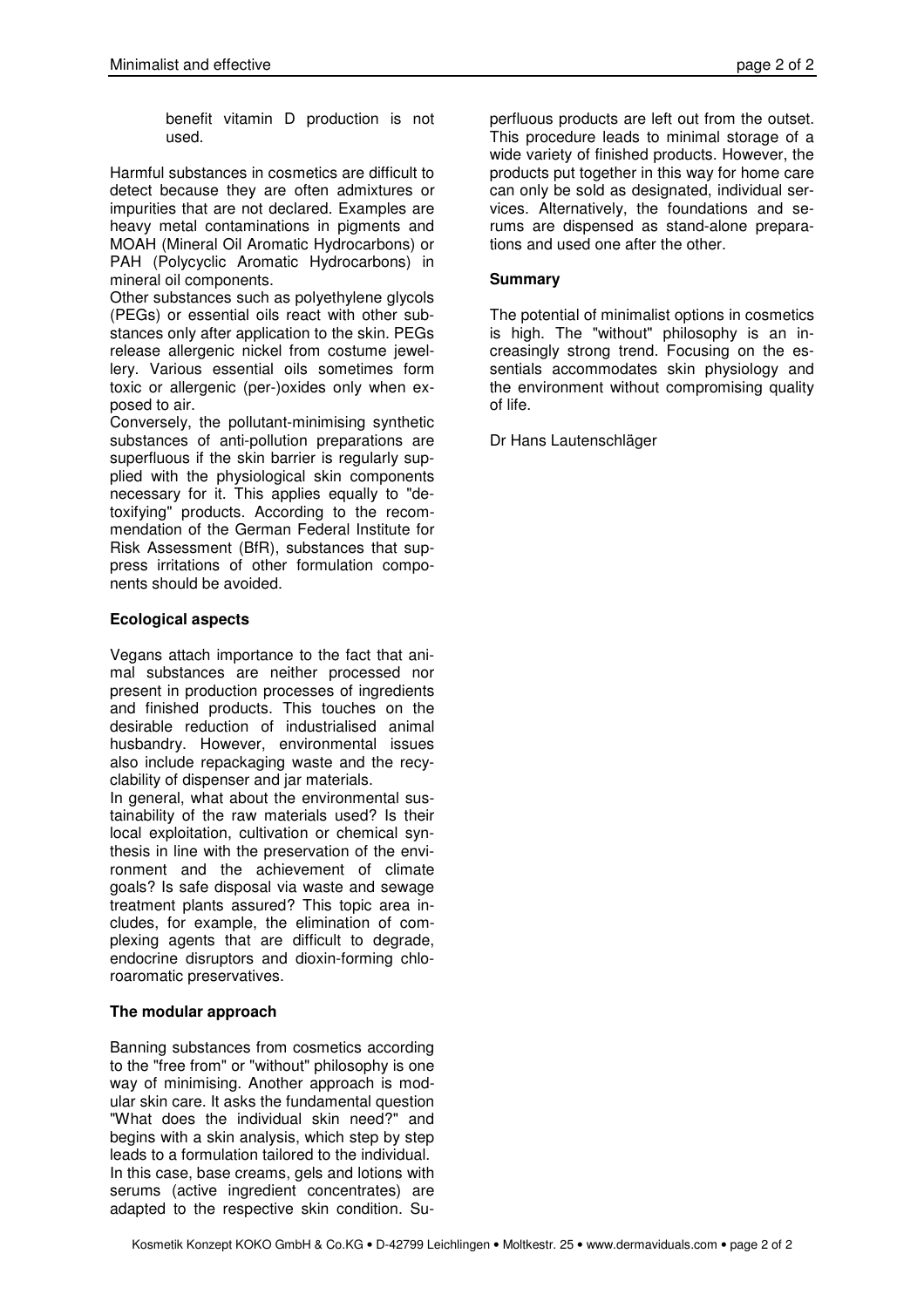benefit vitamin D production is not used.

Harmful substances in cosmetics are difficult to detect because they are often admixtures or impurities that are not declared. Examples are heavy metal contaminations in pigments and MOAH (Mineral Oil Aromatic Hydrocarbons) or PAH (Polycyclic Aromatic Hydrocarbons) in mineral oil components.

Other substances such as polyethylene glycols (PEGs) or essential oils react with other substances only after application to the skin. PEGs release allergenic nickel from costume jewellery. Various essential oils sometimes form toxic or allergenic (per-)oxides only when exposed to air.

Conversely, the pollutant-minimising synthetic substances of anti-pollution preparations are superfluous if the skin barrier is regularly supplied with the physiological skin components necessary for it. This applies equally to "detoxifying" products. According to the recommendation of the German Federal Institute for Risk Assessment (BfR), substances that suppress irritations of other formulation components should be avoided.

**Ecological aspects**

Vegans attach importance to the fact that animal substances are neither processed nor present in production processes of ingredients and finished products. This touches on the desirable reduction of industrialised animal husbandry. However, environmental issues also include repackaging waste and the recyclability of dispenser and jar materials.

In general, what about the environmental sustainability of the raw materials used? Is their local exploitation, cultivation or chemical synthesis in line with the preservation of the environment and the achievement of climate goals? Is safe disposal via waste and sewage treatment plants assured? This topic area includes, for example, the elimination of complexing agents that are difficult to degrade, endocrine disruptors and dioxin-forming chloroaromatic preservatives.

**The modular approach**

Banning substances from cosmetics according to the "free from" or "without" philosophy is one way of minimising. Another approach is modular skin care. It asks the fundamental question "What does the individual skin need?" and begins with a skin analysis, which step by step leads to a formulation tailored to the individual.

In this case, base creams, gels and lotions with serums (active ingredient concentrates) are adapted to the respective skin condition. Superfluous products are left out from the outset. This procedure leads to minimal storage of a wide variety of finished products. However, the products put together in this way for home care can only be sold as designated, individual services. Alternatively, the foundations and serums are dispensed as stand-alone preparations and used one after the other.

**Summary**

The potential of minimalist options in cosmetics is high. The "without" philosophy is an increasingly strong trend. Focusing on the essentials accommodates skin physiology and the environment without compromising quality of life.

Dr Hans Lautenschläger